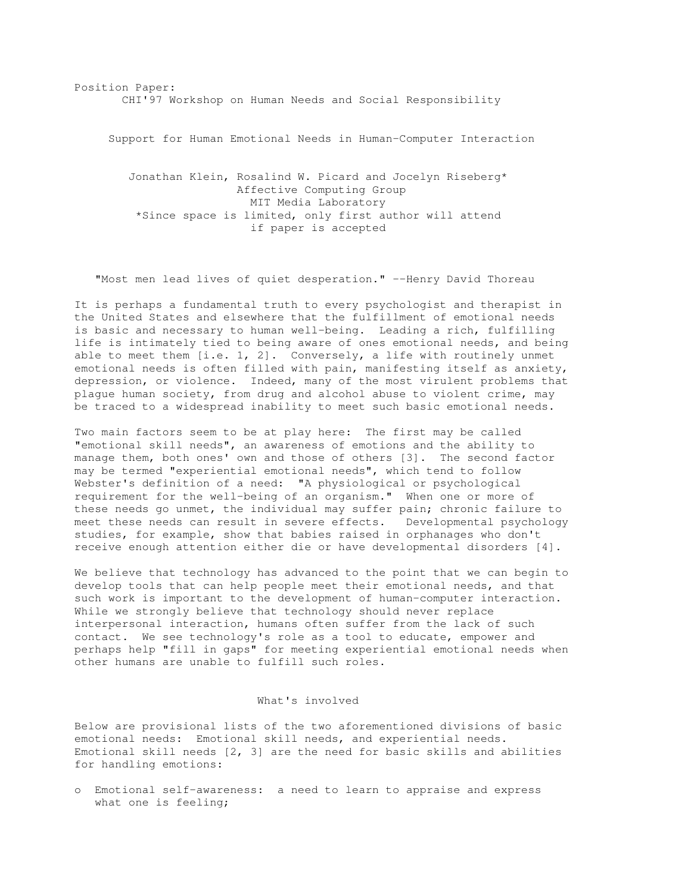Position Paper:
CHI'97 Workshop on Human Needs and Social Responsibility

# Support for Human Emotional Needs in Human-Computer Interaction

Jonathan Klein, Rosalind W. Picard and Jocelyn Riseberg*
Affective Computing Group
MIT Media Laboratory
*Since space is limited, only first author will attend if paper is accepted

"Most men lead lives of quiet desperation." --Henry David Thoreau

It is perhaps a fundamental truth to every psychologist and therapist in the United States and elsewhere that the fulfillment of emotional needs is basic and necessary to human well-being. Leading a rich, fulfilling life is intimately tied to being aware of ones emotional needs, and being able to meet them [i.e. 1, 2]. Conversely, a life with routinely unmet emotional needs is often filled with pain, manifesting itself as anxiety, depression, or violence. Indeed, many of the most virulent problems that plague human society, from drug and alcohol abuse to violent crime, may be traced to a widespread inability to meet such basic emotional needs.

Two main factors seem to be at play here: The first may be called "emotional skill needs", an awareness of emotions and the ability to manage them, both ones' own and those of others [3]. The second factor may be termed "experiential emotional needs", which tend to follow Webster's definition of a need: "A physiological or psychological requirement for the well-being of an organism." When one or more of these needs go unmet, the individual may suffer pain; chronic failure to meet these needs can result in severe effects. Developmental psychology studies, for example, show that babies raised in orphanages who don't receive enough attention either die or have developmental disorders [4].

We believe that technology has advanced to the point that we can begin to develop tools that can help people meet their emotional needs, and that such work is important to the development of human-computer interaction. While we strongly believe that technology should never replace interpersonal interaction, humans often suffer from the lack of such contact. We see technology's role as a tool to educate, empower and perhaps help "fill in gaps" for meeting experiential emotional needs when other humans are unable to fulfill such roles.

## What's involved

Below are provisional lists of the two aforementioned divisions of basic emotional needs: Emotional skill needs, and experiential needs. Emotional skill needs [2, 3] are the need for basic skills and abilities for handling emotions:

- Emotional self-awareness: a need to learn to appraise and express what one is feeling;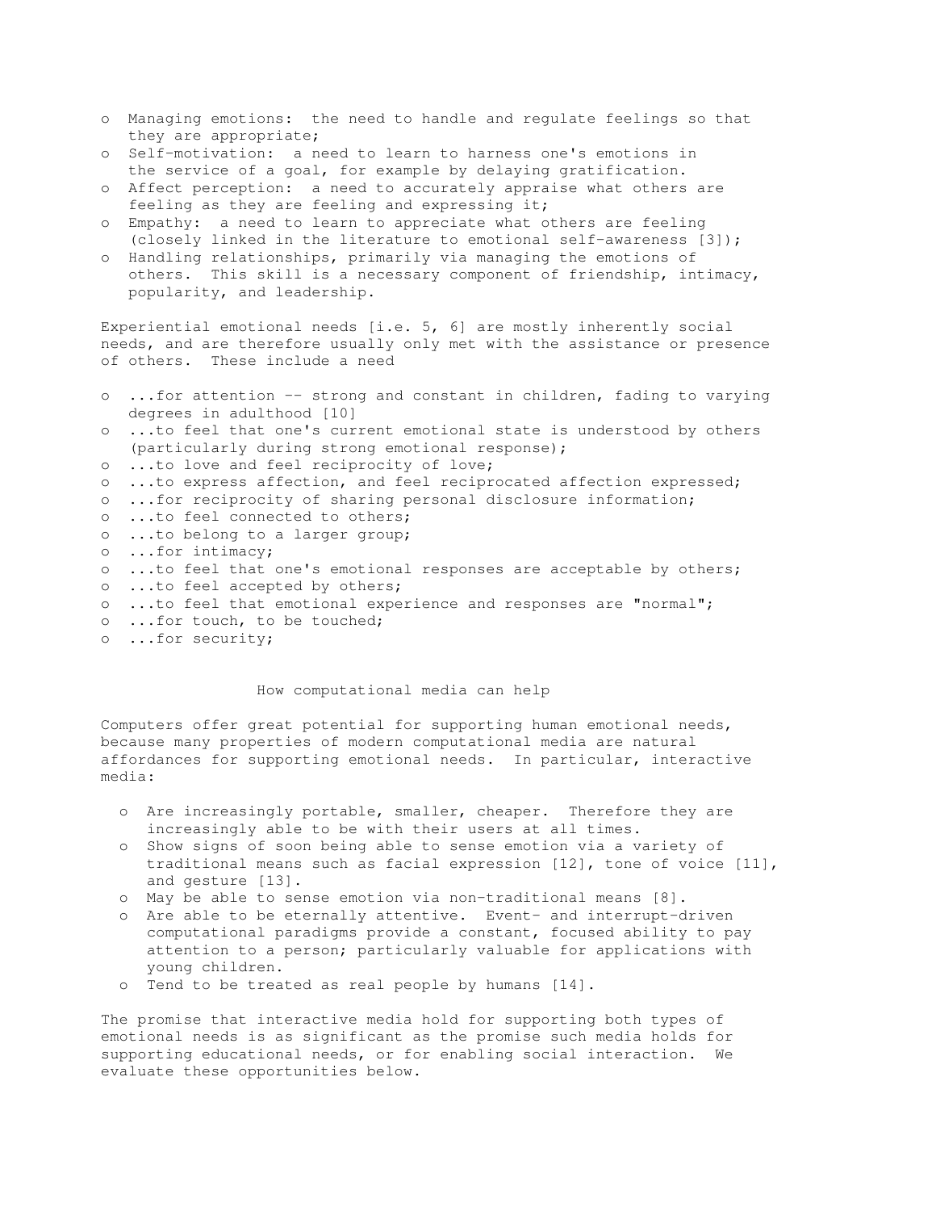- Managing emotions: the need to handle and regulate feelings so that they are appropriate;
- Self-motivation: a need to learn to harness one's emotions in the service of a goal, for example by delaying gratification.
- Affect perception: a need to accurately appraise what others are feeling as they are feeling and expressing it;
- Empathy: a need to learn to appreciate what others are feeling (closely linked in the literature to emotional self-awareness [3]);
- Handling relationships, primarily via managing the emotions of others. This skill is a necessary component of friendship, intimacy, popularity, and leadership.

Experiential emotional needs [i.e. 5, 6] are mostly inherently social needs, and are therefore usually only met with the assistance or presence of others. These include a need

- ...for attention -- strong and constant in children, fading to varying degrees in adulthood [10]
- ...to feel that one's current emotional state is understood by others (particularly during strong emotional response);
- ...to love and feel reciprocity of love;
- ...to express affection, and feel reciprocated affection expressed;
- ...for reciprocity of sharing personal disclosure information;
- ...to feel connected to others;
- ...to belong to a larger group;
- ...for intimacy;
- ...to feel that one's emotional responses are acceptable by others;
- ...to feel accepted by others;
- ...to feel that emotional experience and responses are "normal";
- ...for touch, to be touched;
- ...for security;

## How computational media can help

Computers offer great potential for supporting human emotional needs, because many properties of modern computational media are natural affordances for supporting emotional needs. In particular, interactive media:

- Are increasingly portable, smaller, cheaper. Therefore they are increasingly able to be with their users at all times.
- Show signs of soon being able to sense emotion via a variety of traditional means such as facial expression [12], tone of voice [11], and gesture [13].
- May be able to sense emotion via non-traditional means [8].
- Are able to be eternally attentive. Event- and interrupt-driven computational paradigms provide a constant, focused ability to pay attention to a person; particularly valuable for applications with young children.
- Tend to be treated as real people by humans [14].

The promise that interactive media hold for supporting both types of emotional needs is as significant as the promise such media holds for supporting educational needs, or for enabling social interaction. We evaluate these opportunities below.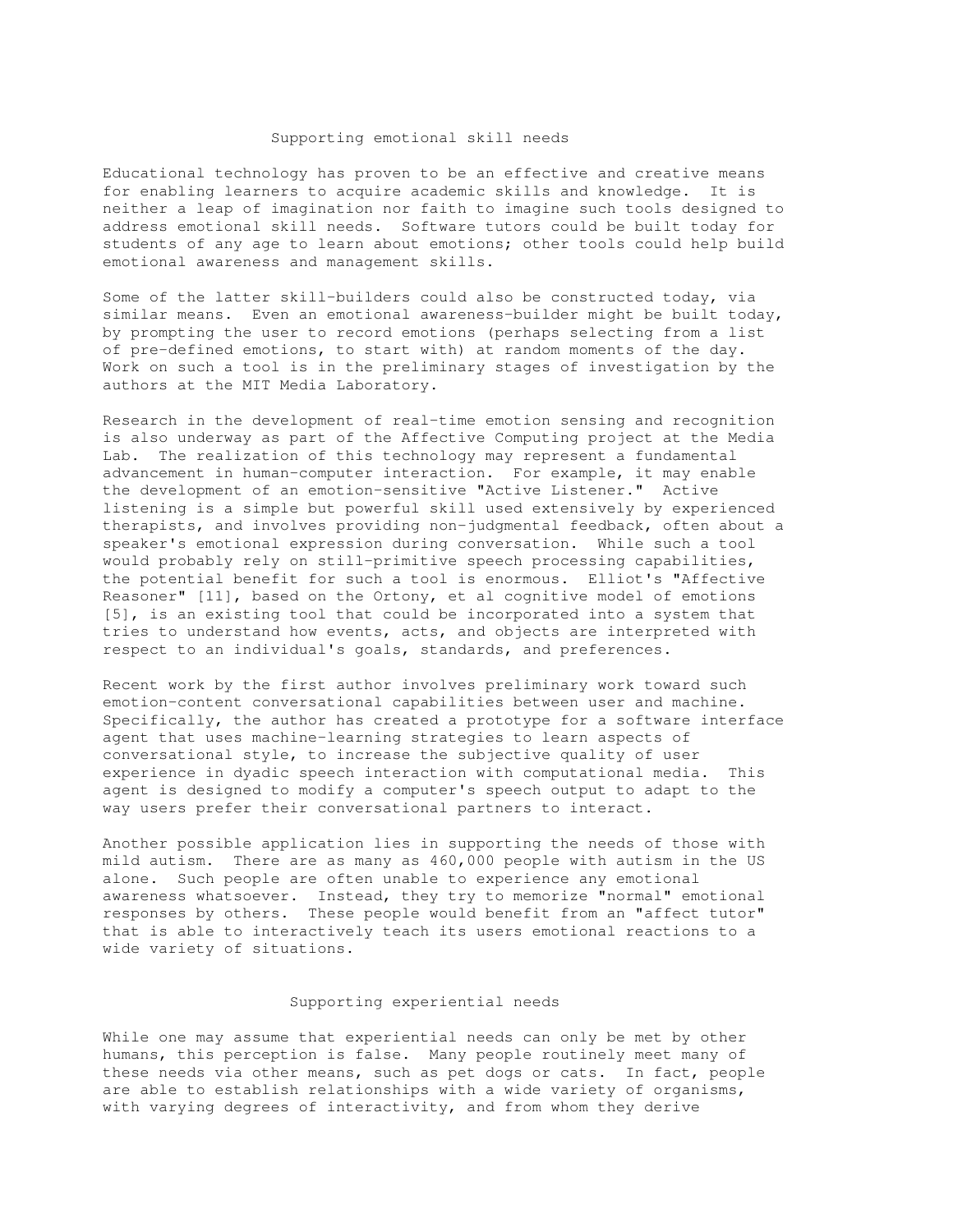## Supporting emotional skill needs

Educational technology has proven to be an effective and creative means for enabling learners to acquire academic skills and knowledge. It is neither a leap of imagination nor faith to imagine such tools designed to address emotional skill needs. Software tutors could be built today for students of any age to learn about emotions; other tools could help build emotional awareness and management skills.

Some of the latter skill-builders could also be constructed today, via similar means. Even an emotional awareness-builder might be built today, by prompting the user to record emotions (perhaps selecting from a list of pre-defined emotions, to start with) at random moments of the day. Work on such a tool is in the preliminary stages of investigation by the authors at the MIT Media Laboratory.

Research in the development of real-time emotion sensing and recognition is also underway as part of the Affective Computing project at the Media Lab. The realization of this technology may represent a fundamental advancement in human-computer interaction. For example, it may enable the development of an emotion-sensitive "Active Listener." Active listening is a simple but powerful skill used extensively by experienced therapists, and involves providing non-judgmental feedback, often about a speaker's emotional expression during conversation. While such a tool would probably rely on still-primitive speech processing capabilities, the potential benefit for such a tool is enormous. Elliot's "Affective Reasoner" [11], based on the Ortony, et al cognitive model of emotions [5], is an existing tool that could be incorporated into a system that tries to understand how events, acts, and objects are interpreted with respect to an individual's goals, standards, and preferences.

Recent work by the first author involves preliminary work toward such emotion-content conversational capabilities between user and machine. Specifically, the author has created a prototype for a software interface agent that uses machine-learning strategies to learn aspects of conversational style, to increase the subjective quality of user experience in dyadic speech interaction with computational media. This agent is designed to modify a computer's speech output to adapt to the way users prefer their conversational partners to interact.

Another possible application lies in supporting the needs of those with mild autism. There are as many as 460,000 people with autism in the US alone. Such people are often unable to experience any emotional awareness whatsoever. Instead, they try to memorize "normal" emotional responses by others. These people would benefit from an "affect tutor" that is able to interactively teach its users emotional reactions to a wide variety of situations.

## Supporting experiential needs

While one may assume that experiential needs can only be met by other humans, this perception is false. Many people routinely meet many of these needs via other means, such as pet dogs or cats. In fact, people are able to establish relationships with a wide variety of organisms, with varying degrees of interactivity, and from whom they derive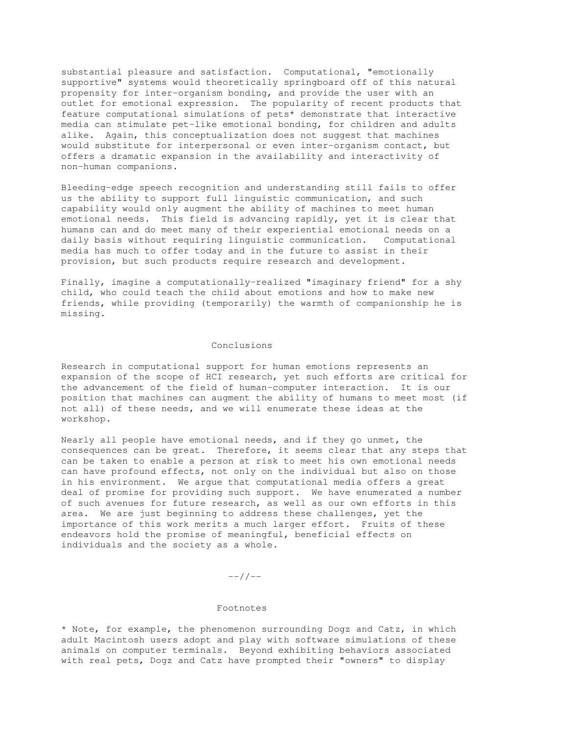substantial pleasure and satisfaction. Computational, "emotionally supportive" systems would theoretically springboard off of this natural propensity for inter-organism bonding, and provide the user with an outlet for emotional expression. The popularity of recent products that feature computational simulations of pets* demonstrate that interactive media can stimulate pet-like emotional bonding, for children and adults alike. Again, this conceptualization does not suggest that machines would substitute for interpersonal or even inter-organism contact, but offers a dramatic expansion in the availability and interactivity of non-human companions.

Bleeding-edge speech recognition and understanding still fails to offer us the ability to support full linguistic communication, and such capability would only augment the ability of machines to meet human emotional needs. This field is advancing rapidly, yet it is clear that humans can and do meet many of their experiential emotional needs on a daily basis without requiring linguistic communication. Computational media has much to offer today and in the future to assist in their provision, but such products require research and development.

Finally, imagine a computationally-realized "imaginary friend" for a shy child, who could teach the child about emotions and how to make new friends, while providing (temporarily) the warmth of companionship he is missing.

## Conclusions

Research in computational support for human emotions represents an expansion of the scope of HCI research, yet such efforts are critical for the advancement of the field of human-computer interaction. It is our position that machines can augment the ability of humans to meet most (if not all) of these needs, and we will enumerate these ideas at the workshop.

Nearly all people have emotional needs, and if they go unmet, the consequences can be great. Therefore, it seems clear that any steps that can be taken to enable a person at risk to meet his own emotional needs can have profound effects, not only on the individual but also on those in his environment. We argue that computational media offers a great deal of promise for providing such support. We have enumerated a number of such avenues for future research, as well as our own efforts in this area. We are just beginning to address these challenges, yet the importance of this work merits a much larger effort. Fruits of these endeavors hold the promise of meaningful, beneficial effects on individuals and the society as a whole.

--//--

## Footnotes

* Note, for example, the phenomenon surrounding Dogz and Catz, in which adult Macintosh users adopt and play with software simulations of these animals on computer terminals. Beyond exhibiting behaviors associated with real pets, Dogz and Catz have prompted their "owners" to display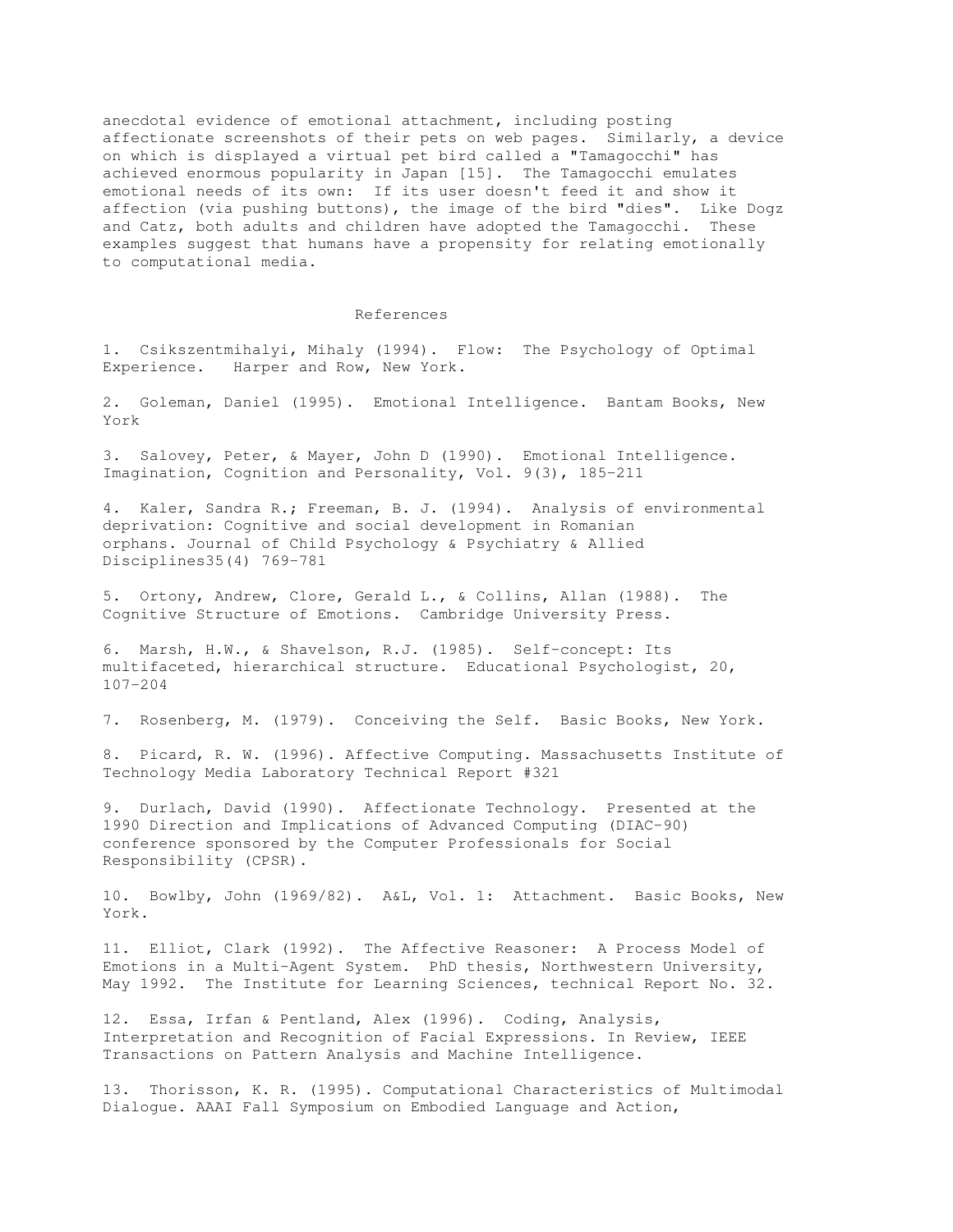anecdotal evidence of emotional attachment, including posting affectionate screenshots of their pets on web pages. Similarly, a device on which is displayed a virtual pet bird called a "Tamagocchi" has achieved enormous popularity in Japan [15]. The Tamagocchi emulates emotional needs of its own: If its user doesn't feed it and show it affection (via pushing buttons), the image of the bird "dies". Like Dogz and Catz, both adults and children have adopted the Tamagocchi. These examples suggest that humans have a propensity for relating emotionally to computational media.

## References

1. Csikszentmihalyi, Mihaly (1994). Flow: The Psychology of Optimal Experience. Harper and Row, New York.

2. Goleman, Daniel (1995). Emotional Intelligence. Bantam Books, New York

3. Salovey, Peter, & Mayer, John D (1990). Emotional Intelligence. Imagination, Cognition and Personality, Vol. 9(3), 185-211

4. Kaler, Sandra R.; Freeman, B. J. (1994). Analysis of environmental deprivation: Cognitive and social development in Romanian orphans. Journal of Child Psychology & Psychiatry & Allied Disciplines35(4) 769-781

5. Ortony, Andrew, Clore, Gerald L., & Collins, Allan (1988). The Cognitive Structure of Emotions. Cambridge University Press.

6. Marsh, H.W., & Shavelson, R.J. (1985). Self-concept: Its multifaceted, hierarchical structure. Educational Psychologist, 20, 107-204

7. Rosenberg, M. (1979). Conceiving the Self. Basic Books, New York.

8. Picard, R. W. (1996). Affective Computing. Massachusetts Institute of Technology Media Laboratory Technical Report #321

9. Durlach, David (1990). Affectionate Technology. Presented at the 1990 Direction and Implications of Advanced Computing (DIAC-90) conference sponsored by the Computer Professionals for Social Responsibility (CPSR).

10. Bowlby, John (1969/82). A&L, Vol. 1: Attachment. Basic Books, New York.

11. Elliot, Clark (1992). The Affective Reasoner: A Process Model of Emotions in a Multi-Agent System. PhD thesis, Northwestern University, May 1992. The Institute for Learning Sciences, technical Report No. 32.

12. Essa, Irfan & Pentland, Alex (1996). Coding, Analysis, Interpretation and Recognition of Facial Expressions. In Review, IEEE Transactions on Pattern Analysis and Machine Intelligence.

13. Thorisson, K. R. (1995). Computational Characteristics of Multimodal Dialogue. AAAI Fall Symposium on Embodied Language and Action,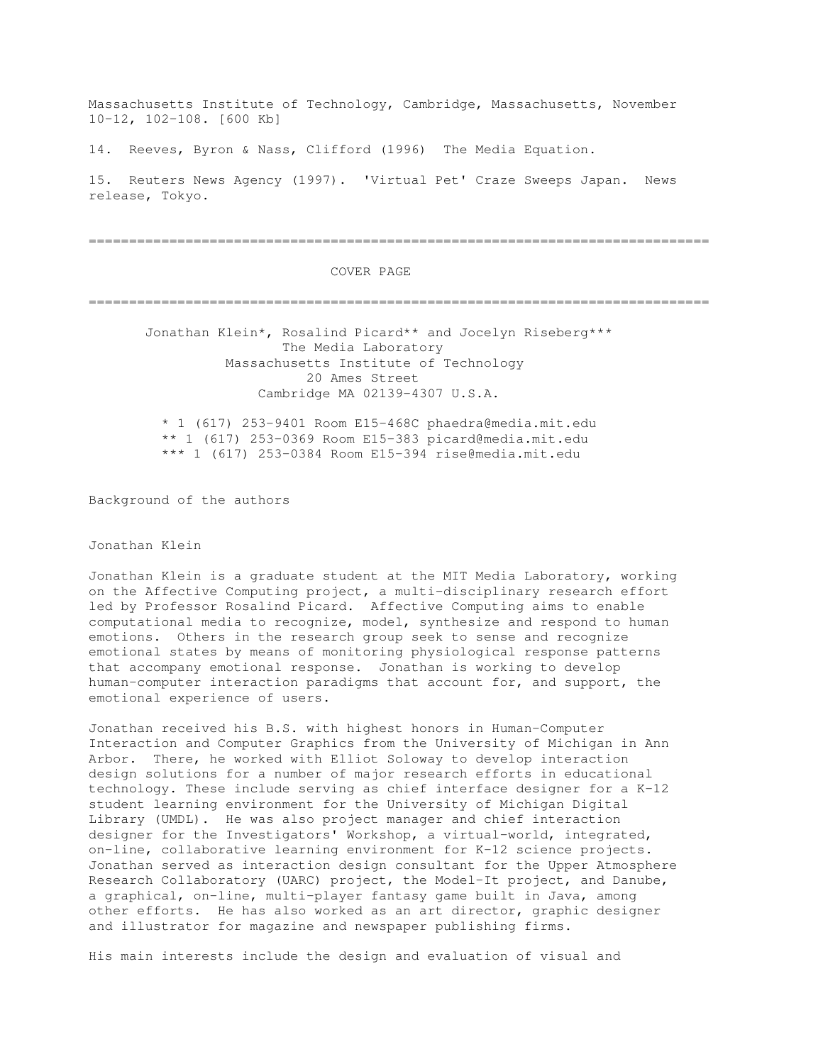Massachusetts Institute of Technology, Cambridge, Massachusetts, November 10-12, 102-108. [600 Kb]

14. Reeves, Byron & Nass, Clifford (1996) The Media Equation.

15. Reuters News Agency (1997). 'Virtual Pet' Craze Sweeps Japan. News release, Tokyo.

---

## COVER PAGE

---

Jonathan Klein*, Rosalind Picard** and Jocelyn Riseberg***
The Media Laboratory
Massachusetts Institute of Technology
20 Ames Street
Cambridge MA 02139-4307 U.S.A.

* 1 (617) 253-9401 Room E15-468C phaedra@media.mit.edu
** 1 (617) 253-0369 Room E15-383 picard@media.mit.edu
*** 1 (617) 253-0384 Room E15-394 rise@media.mit.edu

Background of the authors

Jonathan Klein

Jonathan Klein is a graduate student at the MIT Media Laboratory, working on the Affective Computing project, a multi-disciplinary research effort led by Professor Rosalind Picard. Affective Computing aims to enable computational media to recognize, model, synthesize and respond to human emotions. Others in the research group seek to sense and recognize emotional states by means of monitoring physiological response patterns that accompany emotional response. Jonathan is working to develop human-computer interaction paradigms that account for, and support, the emotional experience of users.

Jonathan received his B.S. with highest honors in Human-Computer Interaction and Computer Graphics from the University of Michigan in Ann Arbor. There, he worked with Elliot Soloway to develop interaction design solutions for a number of major research efforts in educational technology. These include serving as chief interface designer for a K-12 student learning environment for the University of Michigan Digital Library (UMDL). He was also project manager and chief interaction designer for the Investigators' Workshop, a virtual-world, integrated, on-line, collaborative learning environment for K-12 science projects. Jonathan served as interaction design consultant for the Upper Atmosphere Research Collaboratory (UARC) project, the Model-It project, and Danube, a graphical, on-line, multi-player fantasy game built in Java, among other efforts. He has also worked as an art director, graphic designer and illustrator for magazine and newspaper publishing firms.

His main interests include the design and evaluation of visual and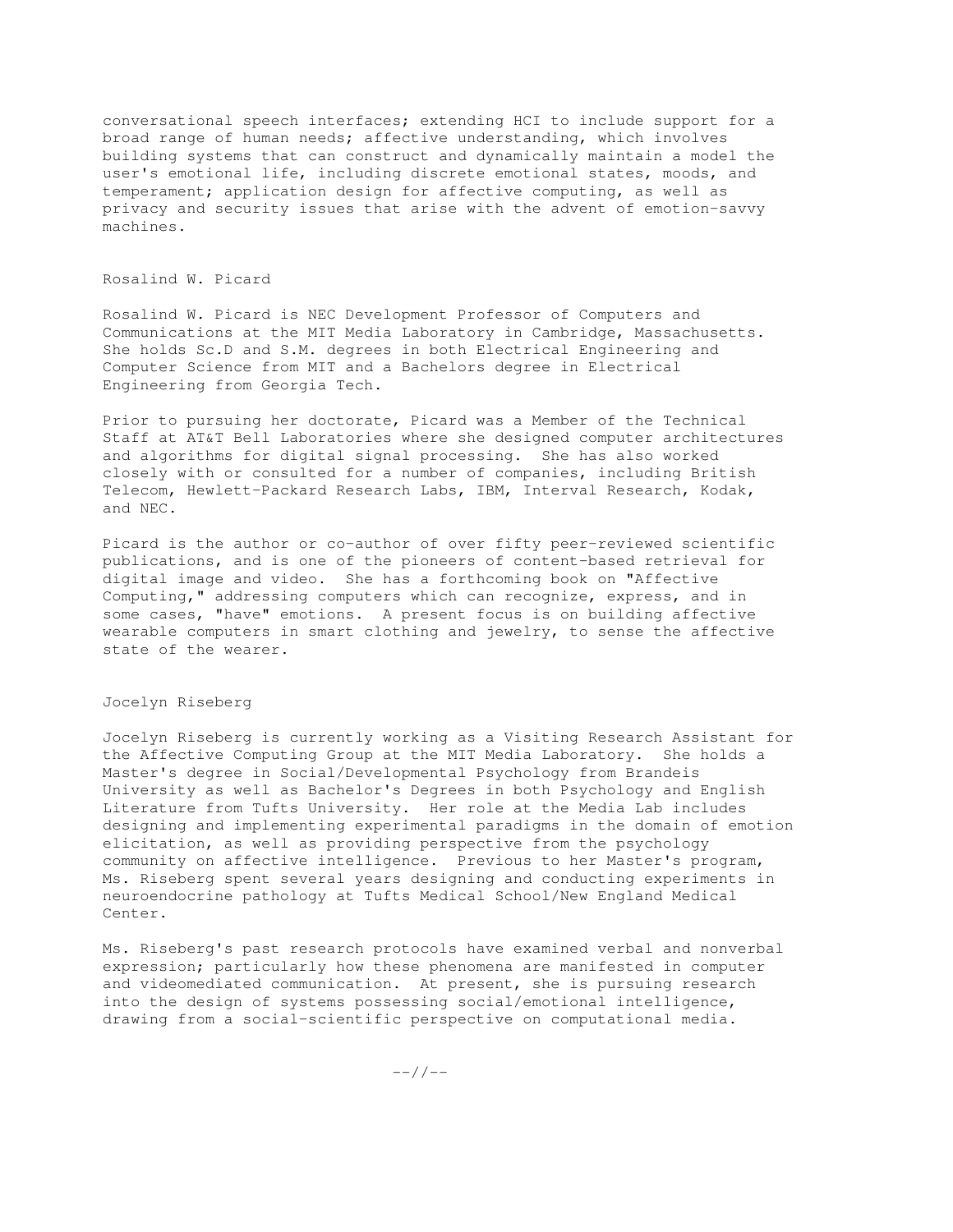conversational speech interfaces; extending HCI to include support for a broad range of human needs; affective understanding, which involves building systems that can construct and dynamically maintain a model the user's emotional life, including discrete emotional states, moods, and temperament; application design for affective computing, as well as privacy and security issues that arise with the advent of emotion-savvy machines.

## Rosalind W. Picard

Rosalind W. Picard is NEC Development Professor of Computers and Communications at the MIT Media Laboratory in Cambridge, Massachusetts. She holds Sc.D and S.M. degrees in both Electrical Engineering and Computer Science from MIT and a Bachelors degree in Electrical Engineering from Georgia Tech.

Prior to pursuing her doctorate, Picard was a Member of the Technical Staff at AT&T Bell Laboratories where she designed computer architectures and algorithms for digital signal processing. She has also worked closely with or consulted for a number of companies, including British Telecom, Hewlett-Packard Research Labs, IBM, Interval Research, Kodak, and NEC.

Picard is the author or co-author of over fifty peer-reviewed scientific publications, and is one of the pioneers of content-based retrieval for digital image and video. She has a forthcoming book on "Affective Computing," addressing computers which can recognize, express, and in some cases, "have" emotions. A present focus is on building affective wearable computers in smart clothing and jewelry, to sense the affective state of the wearer.

## Jocelyn Riseberg

Jocelyn Riseberg is currently working as a Visiting Research Assistant for the Affective Computing Group at the MIT Media Laboratory. She holds a Master's degree in Social/Developmental Psychology from Brandeis University as well as Bachelor's Degrees in both Psychology and English Literature from Tufts University. Her role at the Media Lab includes designing and implementing experimental paradigms in the domain of emotion elicitation, as well as providing perspective from the psychology community on affective intelligence. Previous to her Master's program, Ms. Riseberg spent several years designing and conducting experiments in neuroendocrine pathology at Tufts Medical School/New England Medical Center.

Ms. Riseberg's past research protocols have examined verbal and nonverbal expression; particularly how these phenomena are manifested in computer and videomediated communication. At present, she is pursuing research into the design of systems possessing social/emotional intelligence, drawing from a social-scientific perspective on computational media.

--//--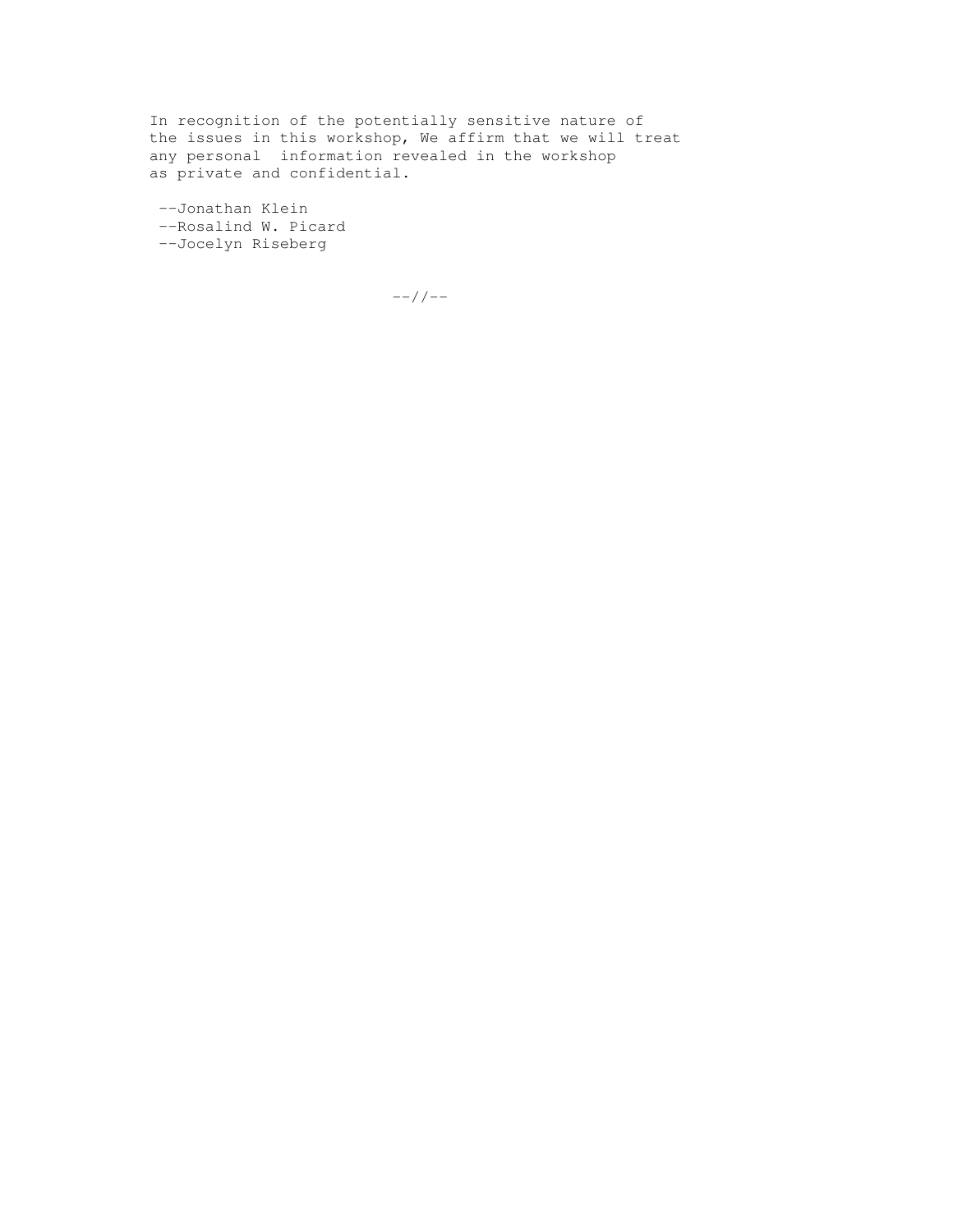In recognition of the potentially sensitive nature of the issues in this workshop, We affirm that we will treat any personal information revealed in the workshop as private and confidential.

--Jonathan Klein
--Rosalind W. Picard
--Jocelyn Riseberg

--//--